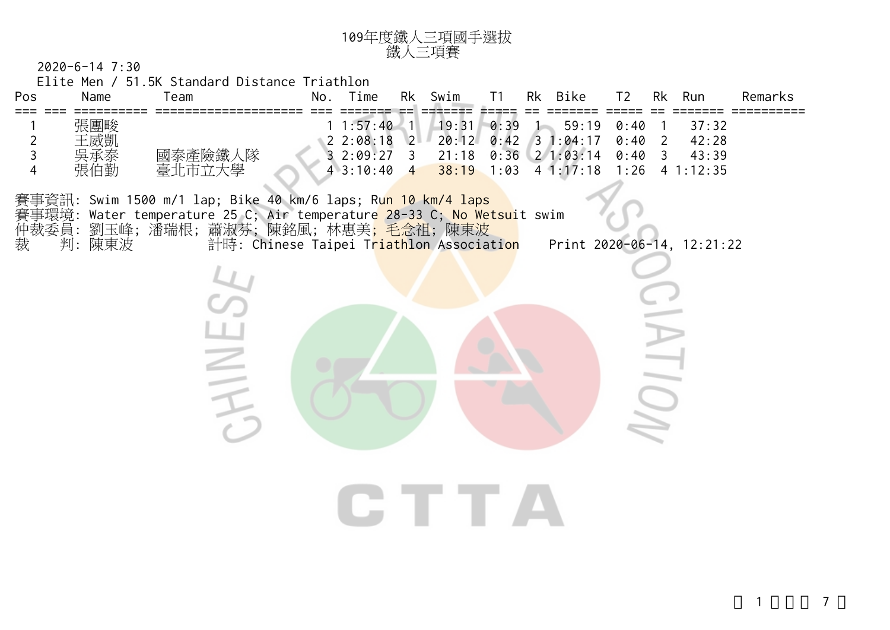# 109年度鐵人三項國手選拔
## 鐵人三項賽

2020-6-14 7:30

Elite Men / 51.5K Standard Distance Triathlon

| Pos | | Name | Team | No. | Time | Rk | Swim | T1 | Rk | Bike | T2 | Rk | Run | Remarks |
|---|---|---|---|---|---|---|---|---|---|---|---|---|---|---|
| 1 | | 張團畯 | | 1 | 1:57:40 | 1 | 19:31 | 0:39 | 1 | 59:19 | 0:40 | 1 | 37:32 | |
| 2 | | 王威凱 | | 2 | 2:08:18 | 2 | 20:12 | 0:42 | 3 | 1:04:17 | 0:40 | 2 | 42:28 | |
| 3 | | 吳承泰 | 國泰產險鐵人隊 | 3 | 2:09:27 | 3 | 21:18 | 0:36 | 2 | 1:03:14 | 0:40 | 3 | 43:39 | |
| 4 | | 張伯勤 | 臺北市立大學 | 4 | 3:10:40 | 4 | 38:19 | 1:03 | 4 | 1:17:18 | 1:26 | 4 | 1:12:35 | |

賽事資訊: Swim 1500 m/1 lap; Bike 40 km/6 laps; Run 10 km/4 laps
賽事環境: Water temperature 25 C; Air temperature 28-33 C; No Wetsuit swim
仲裁委員: 劉玉峰; 潘瑞根; 蕭淑芬; 陳銘風; 林惠美; 毛念祖; 陳東波
裁　　判: 陳東波　　　　計時: Chinese Taipei Triathlon Association　　Print 2020-06-14, 12:21:22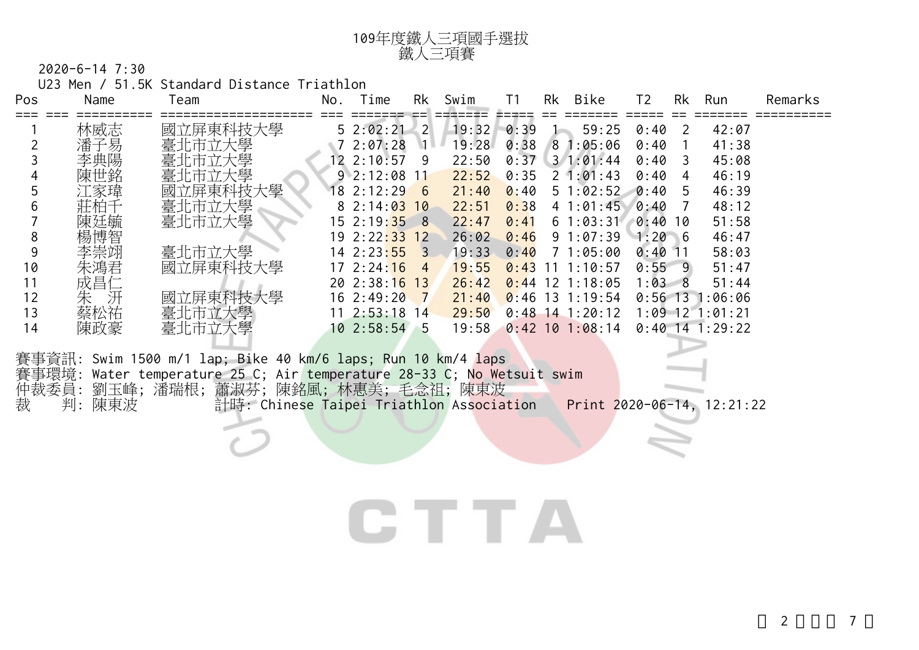# 109年度鐵人三項國手選拔
## 鐵人三項賽

2020-6-14 7:30

U23 Men / 51.5K Standard Distance Triathlon

| Pos | Name | Team | No. | Time | Rk | Swim | T1 | Rk | Bike | T2 | Rk | Run | Remarks |
|---|---|---|---|---|---|---|---|---|---|---|---|---|---|
| 1 | 林威志 | 國立屏東科技大學 | 5 | 2:02:21 | 2 | 19:32 | 0:39 | 1 | 59:25 | 0:40 | 2 | 42:07 | |
| 2 | 潘子易 | 臺北市立大學 | 7 | 2:07:28 | 1 | 19:28 | 0:38 | 8 | 1:05:06 | 0:40 | 1 | 41:38 | |
| 3 | 李典陽 | 臺北市立大學 | 12 | 2:10:57 | 9 | 22:50 | 0:37 | 3 | 1:01:44 | 0:40 | 3 | 45:08 | |
| 4 | 陳世銘 | 臺北市立大學 | 9 | 2:12:08 | 11 | 22:52 | 0:35 | 2 | 1:01:43 | 0:40 | 4 | 46:19 | |
| 5 | 江家瑋 | 國立屏東科技大學 | 18 | 2:12:29 | 6 | 21:40 | 0:40 | 5 | 1:02:52 | 0:40 | 5 | 46:39 | |
| 6 | 莊柏千 | 臺北市立大學 | 8 | 2:14:03 | 10 | 22:51 | 0:38 | 4 | 1:01:45 | 0:40 | 7 | 48:12 | |
| 7 | 陳廷毓 | 臺北市立大學 | 15 | 2:19:35 | 8 | 22:47 | 0:41 | 6 | 1:03:31 | 0:40 | 10 | 51:58 | |
| 8 | 楊博智 | | 19 | 2:22:33 | 12 | 26:02 | 0:46 | 9 | 1:07:39 | 1:20 | 6 | 46:47 | |
| 9 | 李崇翊 | 臺北市立大學 | 14 | 2:23:55 | 3 | 19:33 | 0:40 | 7 | 1:05:00 | 0:40 | 11 | 58:03 | |
| 10 | 朱鴻君 | 國立屏東科技大學 | 17 | 2:24:16 | 4 | 19:55 | 0:43 | 11 | 1:10:57 | 0:55 | 9 | 51:47 | |
| 11 | 成昌仁 | | 20 | 2:38:16 | 13 | 26:42 | 0:44 | 12 | 1:18:05 | 1:03 | 8 | 51:44 | |
| 12 | 朱 汧 | 國立屏東科技大學 | 16 | 2:49:20 | 7 | 21:40 | 0:46 | 13 | 1:19:54 | 0:56 | 13 | 1:06:06 | |
| 13 | 蔡松祐 | 臺北市立大學 | 11 | 2:53:18 | 14 | 29:50 | 0:48 | 14 | 1:20:12 | 1:09 | 12 | 1:01:21 | |
| 14 | 陳政豪 | 臺北市立大學 | 10 | 2:58:54 | 5 | 19:58 | 0:42 | 10 | 1:08:14 | 0:40 | 14 | 1:29:22 | |

賽事資訊: Swim 1500 m/1 lap; Bike 40 km/6 laps; Run 10 km/4 laps
賽事環境: Water temperature 25 C; Air temperature 28-33 C; No Wetsuit swim
仲裁委員: 劉玉峰; 潘瑞根; 蕭淑芬; 陳銘風; 林惠美; 毛念祖; 陳東波
裁　判: 陳東波　　計時: Chinese Taipei Triathlon Association　　Print 2020-06-14, 12:21:22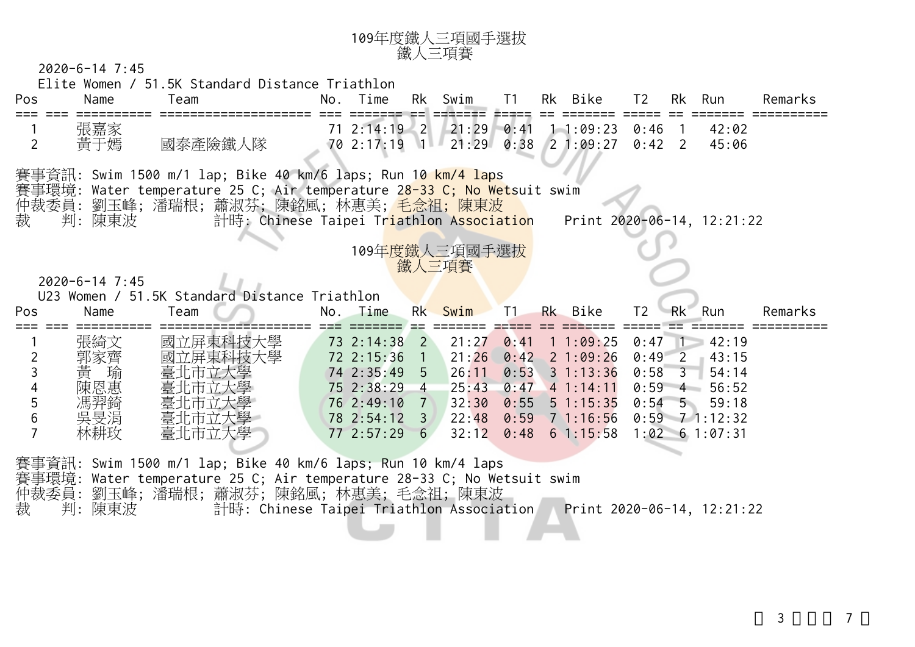# 109年度鐵人三項國手選拔
## 鐵人三項賽

2020-6-14 7:45

Elite Women / 51.5K Standard Distance Triathlon

| Pos | | Name | Team | No. | Time | Rk | Swim | T1 | Rk | Bike | T2 | Rk | Run | Remarks |
|---|---|---|---|---|---|---|---|---|---|---|---|---|---|---|
| 1 | | 張嘉家 | | 71 | 2:14:19 | 2 | 21:29 | 0:41 | 1 | 1:09:23 | 0:46 | 1 | 42:02 | |
| 2 | | 黃于嫣 | 國泰產險鐵人隊 | 70 | 2:17:19 | 1 | 21:29 | 0:38 | 2 | 1:09:27 | 0:42 | 2 | 45:06 | |

賽事資訊: Swim 1500 m/1 lap; Bike 40 km/6 laps; Run 10 km/4 laps
賽事環境: Water temperature 25 C; Air temperature 28-33 C; No Wetsuit swim
仲裁委員: 劉玉峰; 潘瑞根; 蕭淑芬; 陳銘風; 林惠美; 毛念祖; 陳東波
裁　　判: 陳東波　　　　計時: Chinese Taipei Triathlon Association　　Print 2020-06-14, 12:21:22

# 109年度鐵人三項國手選拔
## 鐵人三項賽

2020-6-14 7:45

U23 Women / 51.5K Standard Distance Triathlon

| Pos | | Name | Team | No. | Time | Rk | Swim | T1 | Rk | Bike | T2 | Rk | Run | Remarks |
|---|---|---|---|---|---|---|---|---|---|---|---|---|---|---|
| 1 | | 張綺文 | 國立屏東科技大學 | 73 | 2:14:38 | 2 | 21:27 | 0:41 | 1 | 1:09:25 | 0:47 | 1 | 42:19 | |
| 2 | | 郭家齊 | 國立屏東科技大學 | 72 | 2:15:36 | 1 | 21:26 | 0:42 | 2 | 1:09:26 | 0:49 | 2 | 43:15 | |
| 3 | | 黃　瑜 | 臺北市立大學 | 74 | 2:35:49 | 5 | 26:11 | 0:53 | 3 | 1:13:36 | 0:58 | 3 | 54:14 | |
| 4 | | 陳恩惠 | 臺北市立大學 | 75 | 2:38:29 | 4 | 25:43 | 0:47 | 4 | 1:14:11 | 0:59 | 4 | 56:52 | |
| 5 | | 馮羿錡 | 臺北市立大學 | 76 | 2:49:10 | 7 | 32:30 | 0:55 | 5 | 1:15:35 | 0:54 | 5 | 59:18 | |
| 6 | | 吳旻涓 | 臺北市立大學 | 78 | 2:54:12 | 3 | 22:48 | 0:59 | 7 | 1:16:56 | 0:59 | 7 | 1:12:32 | |
| 7 | | 林耕玟 | 臺北市立大學 | 77 | 2:57:29 | 6 | 32:12 | 0:48 | 6 | 1:15:58 | 1:02 | 6 | 1:07:31 | |

賽事資訊: Swim 1500 m/1 lap; Bike 40 km/6 laps; Run 10 km/4 laps
賽事環境: Water temperature 25 C; Air temperature 28-33 C; No Wetsuit swim
仲裁委員: 劉玉峰; 潘瑞根; 蕭淑芬; 陳銘風; 林惠美; 毛念祖; 陳東波
裁　　判: 陳東波　　　　計時: Chinese Taipei Triathlon Association　　Print 2020-06-14, 12:21:22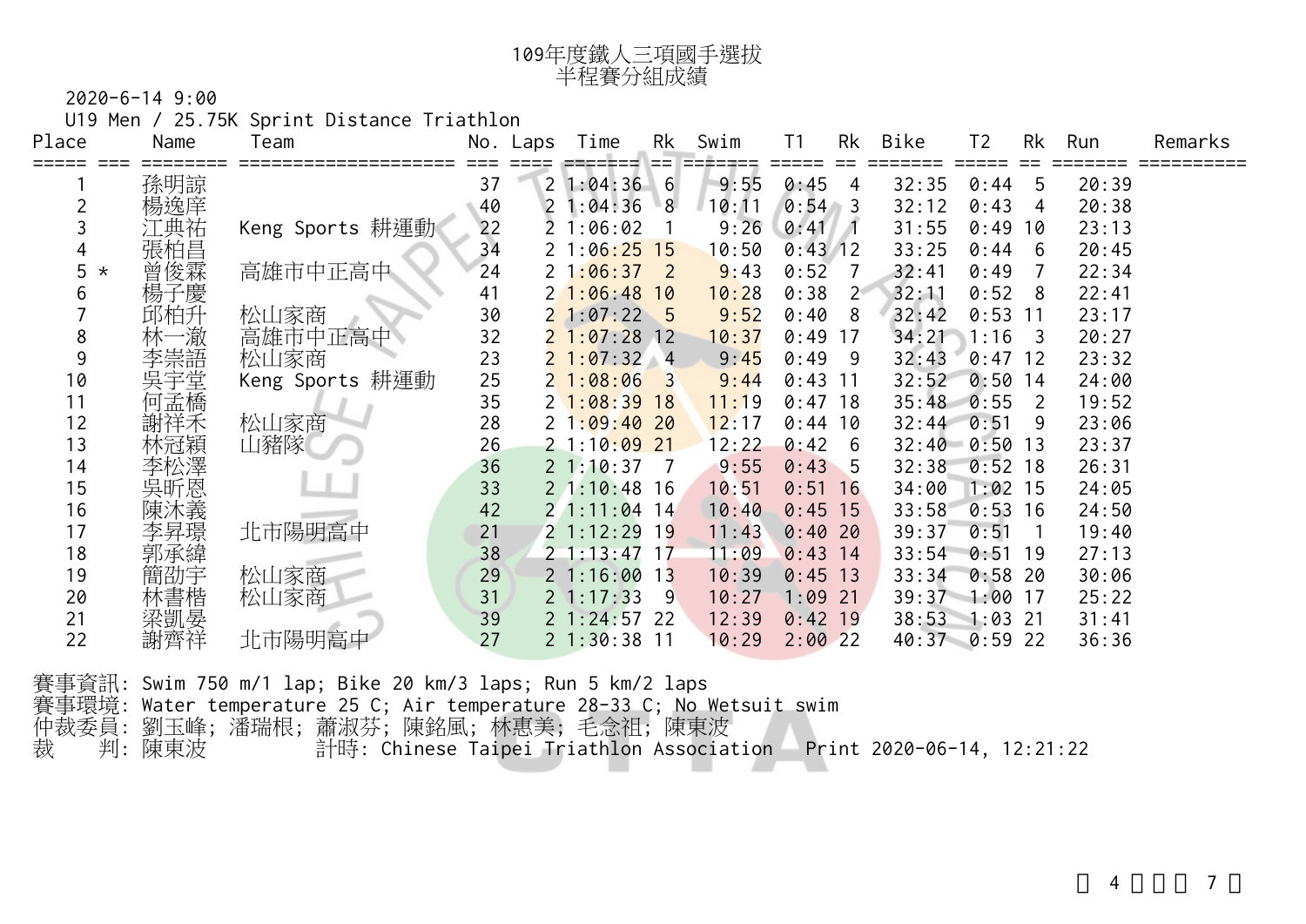# 109年度鐵人三項國手選拔
## 半程賽分組成績

2020-6-14 9:00

U19 Men / 25.75K Sprint Distance Triathlon

| Place | | Name | Team | No. | Laps | Time | Rk | Swim | T1 | Rk | Bike | T2 | Rk | Run | Remarks |
|---|---|---|---|---|---|---|---|---|---|---|---|---|---|---|---|
| 1 | | 孫明諒 | | 37 | 2 | 1:04:36 | 6 | 9:55 | 0:45 | 4 | 32:35 | 0:44 | 5 | 20:39 | |
| 2 | | 楊逸庠 | | 40 | 2 | 1:04:36 | 8 | 10:11 | 0:54 | 3 | 32:12 | 0:43 | 4 | 20:38 | |
| 3 | | 江典祐 | Keng Sports 耕運動 | 22 | 2 | 1:06:02 | 1 | 9:26 | 0:41 | 1 | 31:55 | 0:49 | 10 | 23:13 | |
| 4 | | 張柏昌 | | 34 | 2 | 1:06:25 | 15 | 10:50 | 0:43 | 12 | 33:25 | 0:44 | 6 | 20:45 | |
| 5 | * | 曾俊霖 | 高雄市中正高中 | 24 | 2 | 1:06:37 | 2 | 9:43 | 0:52 | 7 | 32:41 | 0:49 | 7 | 22:34 | |
| 6 | | 楊子慶 | | 41 | 2 | 1:06:48 | 10 | 10:28 | 0:38 | 2 | 32:11 | 0:52 | 8 | 22:41 | |
| 7 | | 邱柏升 | 松山家商 | 30 | 2 | 1:07:22 | 5 | 9:52 | 0:40 | 8 | 32:42 | 0:53 | 11 | 23:17 | |
| 8 | | 林一澈 | 高雄市中正高中 | 32 | 2 | 1:07:28 | 12 | 10:37 | 0:49 | 17 | 34:21 | 1:16 | 3 | 20:27 | |
| 9 | | 李崇語 | 松山家商 | 23 | 2 | 1:07:32 | 4 | 9:45 | 0:49 | 9 | 32:43 | 0:47 | 12 | 23:32 | |
| 10 | | 吳宇堂 | Keng Sports 耕運動 | 25 | 2 | 1:08:06 | 3 | 9:44 | 0:43 | 11 | 32:52 | 0:50 | 14 | 24:00 | |
| 11 | | 何孟橋 | | 35 | 2 | 1:08:39 | 18 | 11:19 | 0:47 | 18 | 35:48 | 0:55 | 2 | 19:52 | |
| 12 | | 謝祥禾 | 松山家商 | 28 | 2 | 1:09:40 | 20 | 12:17 | 0:44 | 10 | 32:44 | 0:51 | 9 | 23:06 | |
| 13 | | 林冠穎 | 山豬隊 | 26 | 2 | 1:10:09 | 21 | 12:22 | 0:42 | 6 | 32:40 | 0:50 | 13 | 23:37 | |
| 14 | | 李松澤 | | 36 | 2 | 1:10:37 | 7 | 9:55 | 0:43 | 5 | 32:38 | 0:52 | 18 | 26:31 | |
| 15 | | 吳昕恩 | | 33 | 2 | 1:10:48 | 16 | 10:51 | 0:51 | 16 | 34:00 | 1:02 | 15 | 24:05 | |
| 16 | | 陳沐義 | | 42 | 2 | 1:11:04 | 14 | 10:40 | 0:45 | 15 | 33:58 | 0:53 | 16 | 24:50 | |
| 17 | | 李昇璟 | 北市陽明高中 | 21 | 2 | 1:12:29 | 19 | 11:43 | 0:40 | 20 | 39:37 | 0:51 | 1 | 19:40 | |
| 18 | | 郭承緯 | | 38 | 2 | 1:13:47 | 17 | 11:09 | 0:43 | 14 | 33:54 | 0:51 | 19 | 27:13 | |
| 19 | | 簡劭宇 | 松山家商 | 29 | 2 | 1:16:00 | 13 | 10:39 | 0:45 | 13 | 33:34 | 0:58 | 20 | 30:06 | |
| 20 | | 林書楷 | 松山家商 | 31 | 2 | 1:17:33 | 9 | 10:27 | 1:09 | 21 | 39:37 | 1:00 | 17 | 25:22 | |
| 21 | | 梁凱晏 | | 39 | 2 | 1:24:57 | 22 | 12:39 | 0:42 | 19 | 38:53 | 1:03 | 21 | 31:41 | |
| 22 | | 謝齊祥 | 北市陽明高中 | 27 | 2 | 1:30:38 | 11 | 10:29 | 2:00 | 22 | 40:37 | 0:59 | 22 | 36:36 | |

賽事資訊: Swim 750 m/1 lap; Bike 20 km/3 laps; Run 5 km/2 laps

賽事環境: Water temperature 25 C; Air temperature 28-33 C; No Wetsuit swim

仲裁委員: 劉玉峰; 潘瑞根; 蕭淑芬; 陳銘風; 林惠美; 毛念祖; 陳東波

裁　　判: 陳東波　　　計時: Chinese Taipei Triathlon Association　Print 2020-06-14, 12:21:22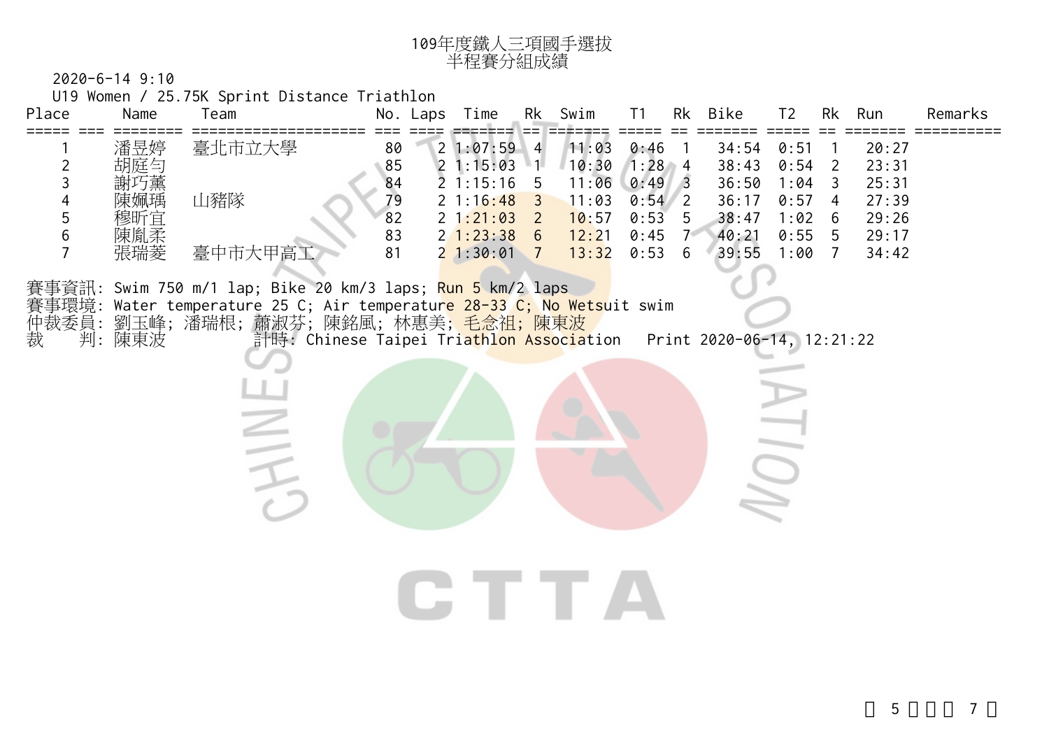# 109年度鐵人三項國手選拔
## 半程賽分組成績

2020-6-14 9:10

U19 Women / 25.75K Sprint Distance Triathlon

| Place | | Name | Team | No. | Laps | Time | Rk | Swim | T1 | Rk | Bike | T2 | Rk | Run | Remarks |
|---|---|---|---|---|---|---|---|---|---|---|---|---|---|---|---|
| 1 | | 潘昱婷 | 臺北市立大學 | 80 | 2 | 1:07:59 | 4 | 11:03 | 0:46 | 1 | 34:54 | 0:51 | 1 | 20:27 | |
| 2 | | 胡庭匀 | | 85 | 2 | 1:15:03 | 1 | 10:30 | 1:28 | 4 | 38:43 | 0:54 | 2 | 23:31 | |
| 3 | | 謝巧薰 | | 84 | 2 | 1:15:16 | 5 | 11:06 | 0:49 | 3 | 36:50 | 1:04 | 3 | 25:31 | |
| 4 | | 陳姵瑀 | 山豬隊 | 79 | 2 | 1:16:48 | 3 | 11:03 | 0:54 | 2 | 36:17 | 0:57 | 4 | 27:39 | |
| 5 | | 穆昕宜 | | 82 | 2 | 1:21:03 | 2 | 10:57 | 0:53 | 5 | 38:47 | 1:02 | 6 | 29:26 | |
| 6 | | 陳胤柔 | | 83 | 2 | 1:23:38 | 6 | 12:21 | 0:45 | 7 | 40:21 | 0:55 | 5 | 29:17 | |
| 7 | | 張瑞菱 | 臺中市大甲高工 | 81 | 2 | 1:30:01 | 7 | 13:32 | 0:53 | 6 | 39:55 | 1:00 | 7 | 34:42 | |

賽事資訊: Swim 750 m/1 lap; Bike 20 km/3 laps; Run 5 km/2 laps
賽事環境: Water temperature 25 C; Air temperature 28-33 C; No Wetsuit swim
仲裁委員: 劉玉峰; 潘瑞根; 蕭淑芬; 陳銘風; 林惠美; 毛念祖; 陳東波
裁　　判: 陳東波　　　計時: Chinese Taipei Triathlon Association　Print 2020-06-14, 12:21:22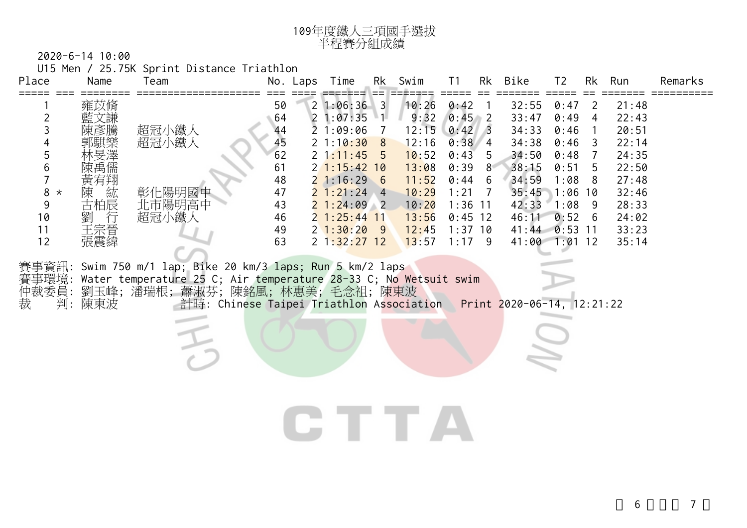# 109年度鐵人三項國手選拔
## 半程賽分組成績

2020-6-14 10:00

U15 Men / 25.75K Sprint Distance Triathlon

| Place | | Name | Team | No. | Laps | Time | Rk | Swim | T1 | Rk | Bike | T2 | Rk | Run | Remarks |
|---|---|---|---|---|---|---|---|---|---|---|---|---|---|---|---|
| 1 | | 雍苡脩 | | 50 | 2 | 1:06:36 | 3 | 10:26 | 0:42 | 1 | 32:55 | 0:47 | 2 | 21:48 | |
| 2 | | 藍文謙 | | 64 | 2 | 1:07:35 | 1 | 9:32 | 0:45 | 2 | 33:47 | 0:49 | 4 | 22:43 | |
| 3 | | 陳彥騰 | 超冠小鐵人 | 44 | 2 | 1:09:06 | 7 | 12:15 | 0:42 | 3 | 34:33 | 0:46 | 1 | 20:51 | |
| 4 | | 郭騏樂 | 超冠小鐵人 | 45 | 2 | 1:10:30 | 8 | 12:16 | 0:38 | 4 | 34:38 | 0:46 | 3 | 22:14 | |
| 5 | | 林旻澤 | | 62 | 2 | 1:11:45 | 5 | 10:52 | 0:43 | 5 | 34:50 | 0:48 | 7 | 24:35 | |
| 6 | | 陳禹儒 | | 61 | 2 | 1:15:42 | 10 | 13:08 | 0:39 | 8 | 38:15 | 0:51 | 5 | 22:50 | |
| 7 | | 黃宥翔 | | 48 | 2 | 1:16:29 | 6 | 11:52 | 0:44 | 6 | 34:59 | 1:08 | 8 | 27:48 | |
| 8 | * | 陳 紘 | 彰化陽明國中 | 47 | 2 | 1:21:24 | 4 | 10:29 | 1:21 | 7 | 35:45 | 1:06 | 10 | 32:46 | |
| 9 | | 古柏辰 | 北市陽明高中 | 43 | 2 | 1:24:09 | 2 | 10:20 | 1:36 | 11 | 42:33 | 1:08 | 9 | 28:33 | |
| 10 | | 劉 行 | 超冠小鐵人 | 46 | 2 | 1:25:44 | 11 | 13:56 | 0:45 | 12 | 46:11 | 0:52 | 6 | 24:02 | |
| 11 | | 王宗晉 | | 49 | 2 | 1:30:20 | 9 | 12:45 | 1:37 | 10 | 41:44 | 0:53 | 11 | 33:23 | |
| 12 | | 張震緯 | | 63 | 2 | 1:32:27 | 12 | 13:57 | 1:17 | 9 | 41:00 | 1:01 | 12 | 35:14 | |

賽事資訊: Swim 750 m/1 lap; Bike 20 km/3 laps; Run 5 km/2 laps
賽事環境: Water temperature 25 C; Air temperature 28-33 C; No Wetsuit swim
仲裁委員: 劉玉峰; 潘瑞根; 蕭淑芬; 陳銘風; 林惠美; 毛念祖; 陳東波
裁　　判: 陳東波　　　計時: Chinese Taipei Triathlon Association　Print 2020-06-14, 12:21:22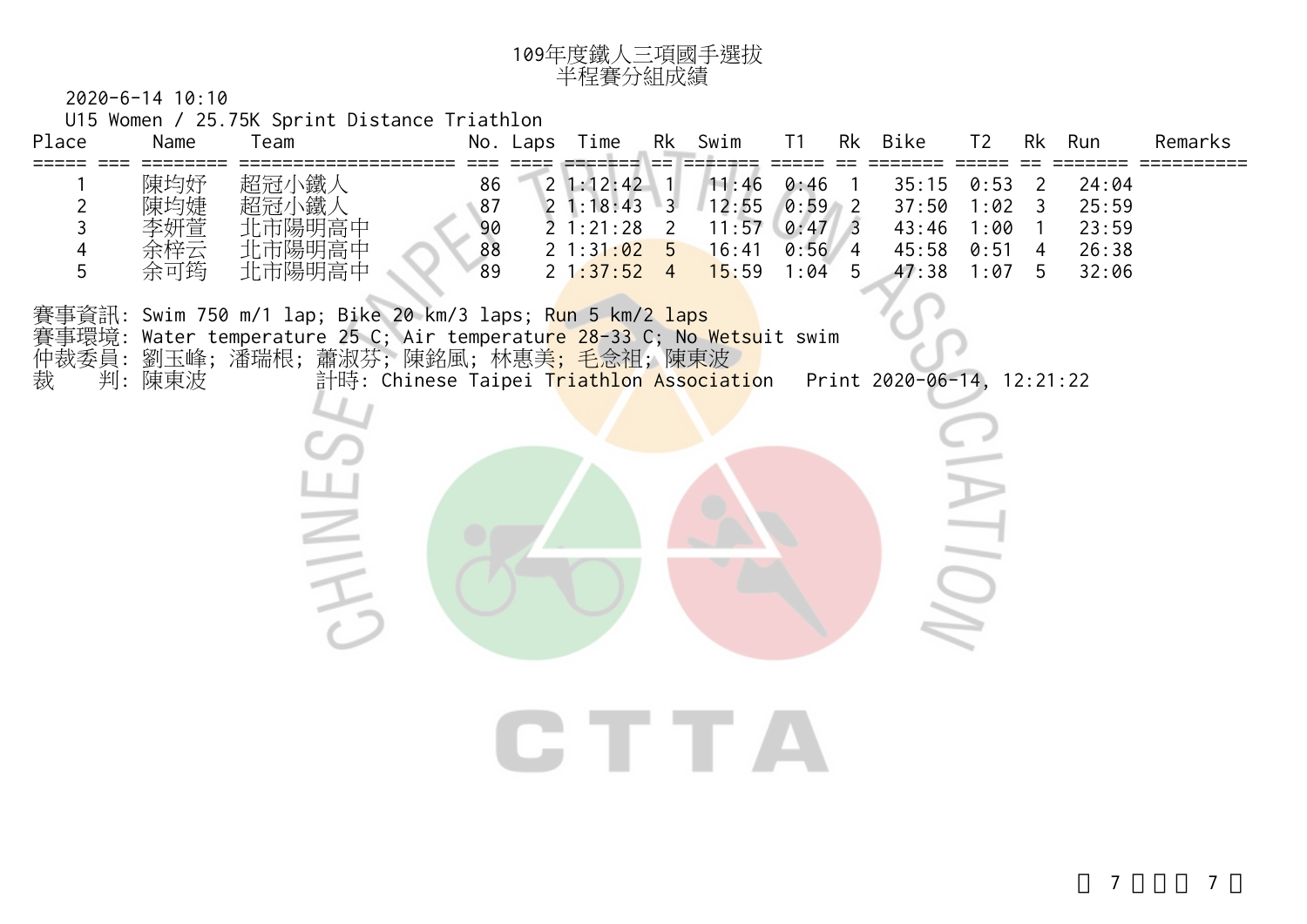# 109年度鐵人三項國手選拔
## 半程賽分組成績

2020-6-14 10:10

U15 Women / 25.75K Sprint Distance Triathlon

| Place | | Name | Team | No. | Laps | Time | Rk | Swim | T1 | Rk | Bike | T2 | Rk | Run | Remarks |
|---|---|---|---|---|---|---|---|---|---|---|---|---|---|---|---|
| 1 | | 陳均妤 | 超冠小鐵人 | 86 | 2 | 1:12:42 | 1 | 11:46 | 0:46 | 1 | 35:15 | 0:53 | 2 | 24:04 | |
| 2 | | 陳均婕 | 超冠小鐵人 | 87 | 2 | 1:18:43 | 3 | 12:55 | 0:59 | 2 | 37:50 | 1:02 | 3 | 25:59 | |
| 3 | | 李妍萱 | 北市陽明高中 | 90 | 2 | 1:21:28 | 2 | 11:57 | 0:47 | 3 | 43:46 | 1:00 | 1 | 23:59 | |
| 4 | | 余梓云 | 北市陽明高中 | 88 | 2 | 1:31:02 | 5 | 16:41 | 0:56 | 4 | 45:58 | 0:51 | 4 | 26:38 | |
| 5 | | 余可筠 | 北市陽明高中 | 89 | 2 | 1:37:52 | 4 | 15:59 | 1:04 | 5 | 47:38 | 1:07 | 5 | 32:06 | |

賽事資訊: Swim 750 m/1 lap; Bike 20 km/3 laps; Run 5 km/2 laps

賽事環境: Water temperature 25 C; Air temperature 28-33 C; No Wetsuit swim

仲裁委員: 劉玉峰; 潘瑞根; 蕭淑芬; 陳銘風; 林惠美; 毛念祖; 陳東波

裁　　判: 陳東波　　　計時: Chinese Taipei Triathlon Association　Print 2020-06-14, 12:21:22